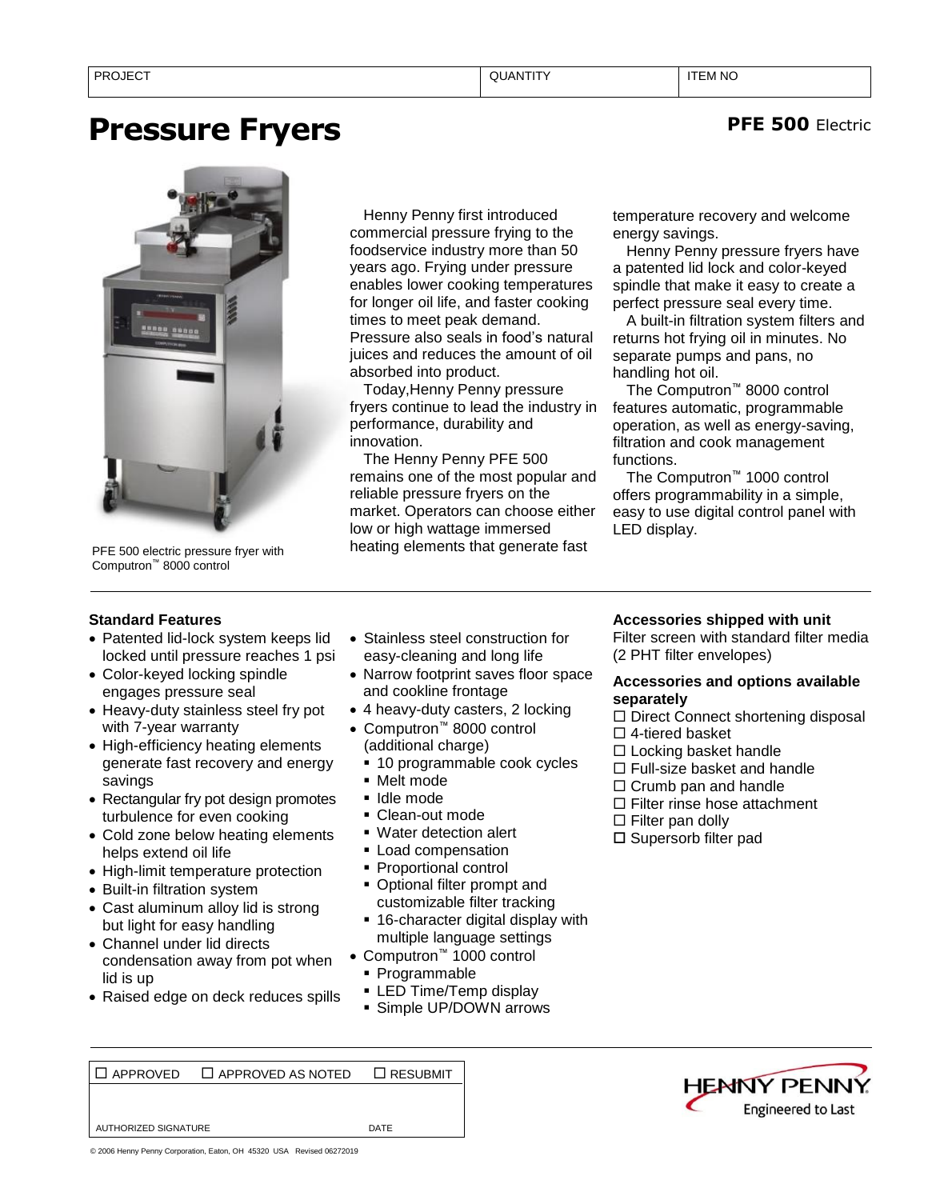| PROJECT | QUANTITY | ITEM NO |
|---|---|---|
| | | |

# Pressure Fryers

**PFE 500** Electric

PFE 500 electric pressure fryer with Computron™ 8000 control

Henny Penny first introduced commercial pressure frying to the foodservice industry more than 50 years ago. Frying under pressure enables lower cooking temperatures for longer oil life, and faster cooking times to meet peak demand. Pressure also seals in food's natural juices and reduces the amount of oil absorbed into product.

Today,Henny Penny pressure fryers continue to lead the industry in performance, durability and innovation.

The Henny Penny PFE 500 remains one of the most popular and reliable pressure fryers on the market. Operators can choose either low or high wattage immersed heating elements that generate fast temperature recovery and welcome energy savings.

Henny Penny pressure fryers have a patented lid lock and color-keyed spindle that make it easy to create a perfect pressure seal every time.

A built-in filtration system filters and returns hot frying oil in minutes. No separate pumps and pans, no handling hot oil.

The Computron™ 8000 control features automatic, programmable operation, as well as energy-saving, filtration and cook management functions.

The Computron™ 1000 control offers programmability in a simple, easy to use digital control panel with LED display.

### Standard Features

- Patented lid-lock system keeps lid locked until pressure reaches 1 psi
- Color-keyed locking spindle engages pressure seal
- Heavy-duty stainless steel fry pot with 7-year warranty
- High-efficiency heating elements generate fast recovery and energy savings
- Rectangular fry pot design promotes turbulence for even cooking
- Cold zone below heating elements helps extend oil life
- High-limit temperature protection
- Built-in filtration system
- Cast aluminum alloy lid is strong but light for easy handling
- Channel under lid directs condensation away from pot when lid is up
- Raised edge on deck reduces spills
- Stainless steel construction for easy-cleaning and long life
- Narrow footprint saves floor space and cookline frontage
- 4 heavy-duty casters, 2 locking
- Computron™ 8000 control (additional charge)
  - 10 programmable cook cycles
  - Melt mode
  - Idle mode
  - Clean-out mode
  - Water detection alert
  - Load compensation
  - Proportional control
  - Optional filter prompt and customizable filter tracking
  - 16-character digital display with multiple language settings
- Computron™ 1000 control
  - Programmable
  - LED Time/Temp display
  - Simple UP/DOWN arrows

### Accessories shipped with unit

Filter screen with standard filter media (2 PHT filter envelopes)

### Accessories and options available separately

- ☐ Direct Connect shortening disposal
- ☐ 4-tiered basket
- ☐ Locking basket handle
- ☐ Full-size basket and handle
- ☐ Crumb pan and handle
- ☐ Filter rinse hose attachment
- ☐ Filter pan dolly
- ☐ Supersorb filter pad

☐ APPROVED ☐ APPROVED AS NOTED ☐ RESUBMIT

AUTHORIZED SIGNATURE DATE

HENNY PENNY
Engineered to Last

© 2006 Henny Penny Corporation, Eaton, OH 45320 USA Revised 06272019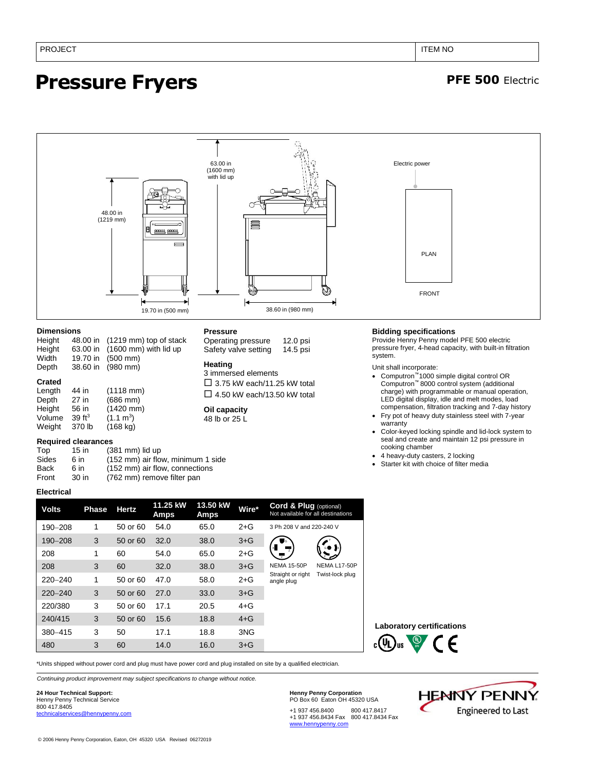| PROJECT | ITEM NO |
|---|---|

# Pressure Fryers

**PFE 500** Electric

63.00 in
(1600 mm)
with lid up

48.00 in
(1219 mm)

19.70 in (500 mm)

38.60 in (980 mm)

Electric power

PLAN

FRONT

### Dimensions

| | | |
|---|---|---|
| Height | 48.00 in | (1219 mm) top of stack |
| Height | 63.00 in | (1600 mm) with lid up |
| Width | 19.70 in | (500 mm) |
| Depth | 38.60 in | (980 mm) |

### Crated

| | | |
|---|---|---|
| Length | 44 in | (1118 mm) |
| Depth | 27 in | (686 mm) |
| Height | 56 in | (1420 mm) |
| Volume | 39 $ft^3$ | (1.1 $m^3$) |
| Weight | 370 lb | (168 kg) |

### Required clearances

| | | |
|---|---|---|
| Top | 15 in | (381 mm) lid up |
| Sides | 6 in | (152 mm) air flow, minimum 1 side |
| Back | 6 in | (152 mm) air flow, connections |
| Front | 30 in | (762 mm) remove filter pan |

### Pressure

| | |
|---|---|
| Operating pressure | 12.0 psi |
| Safety valve setting | 14.5 psi |

### Heating

3 immersed elements

☐ 3.75 kW each/11.25 kW total

☐ 4.50 kW each/13.50 kW total

### Oil capacity

48 lb or 25 L

### Bidding specifications

Provide Henny Penny model PFE 500 electric pressure fryer, 4-head capacity, with built-in filtration system.

Unit shall incorporate:

- Computron™1000 simple digital control OR Computron™ 8000 control system (additional charge) with programmable or manual operation, LED digital display, idle and melt modes, load compensation, filtration tracking and 7-day history
- Fry pot of heavy duty stainless steel with 7-year warranty
- Color-keyed locking spindle and lid-lock system to seal and create and maintain 12 psi pressure in cooking chamber
- 4 heavy-duty casters, 2 locking
- Starter kit with choice of filter media

### Electrical

| Volts | Phase | Hertz | 11.25 kW Amps | 13.50 kW Amps | Wire* | Cord & Plug (optional) Not available for all destinations |
|---|---|---|---|---|---|---|
| 190–208 | 1 | 50 or 60 | 54.0 | 65.0 | 2+G | 3 Ph 208 V and 220-240 V |
| 190–208 | 3 | 50 or 60 | 32.0 | 38.0 | 3+G | |
| 208 | 1 | 60 | 54.0 | 65.0 | 2+G | |
| 208 | 3 | 60 | 32.0 | 38.0 | 3+G | NEMA 15-50P / NEMA L17-50P |
| 220–240 | 1 | 50 or 60 | 47.0 | 58.0 | 2+G | Straight or right angle plug / Twist-lock plug |
| 220–240 | 3 | 50 or 60 | 27.0 | 33.0 | 3+G | |
| 220/380 | 3 | 50 or 60 | 17.1 | 20.5 | 4+G | |
| 240/415 | 3 | 50 or 60 | 15.6 | 18.8 | 4+G | |
| 380–415 | 3 | 50 | 17.1 | 18.8 | 3NG | |
| 480 | 3 | 60 | 14.0 | 16.0 | 3+G | |

*Units shipped without power cord and plug must have power cord and plug installed on site by a qualified electrician.

### Laboratory certifications

*Continuing product improvement may subject specifications to change without notice.*

**24 Hour Technical Support:**
Henny Penny Technical Service
800 417.8405
technicalservices@hennypenny.com

**Henny Penny Corporation**
PO Box 60 Eaton OH 45320 USA
+1 937 456.8400 800 417.8417
+1 937 456.8434 Fax 800 417.8434 Fax
www.hennypenny.com

HENNY PENNY
Engineered to Last

© 2006 Henny Penny Corporation, Eaton, OH 45320 USA Revised 06272019